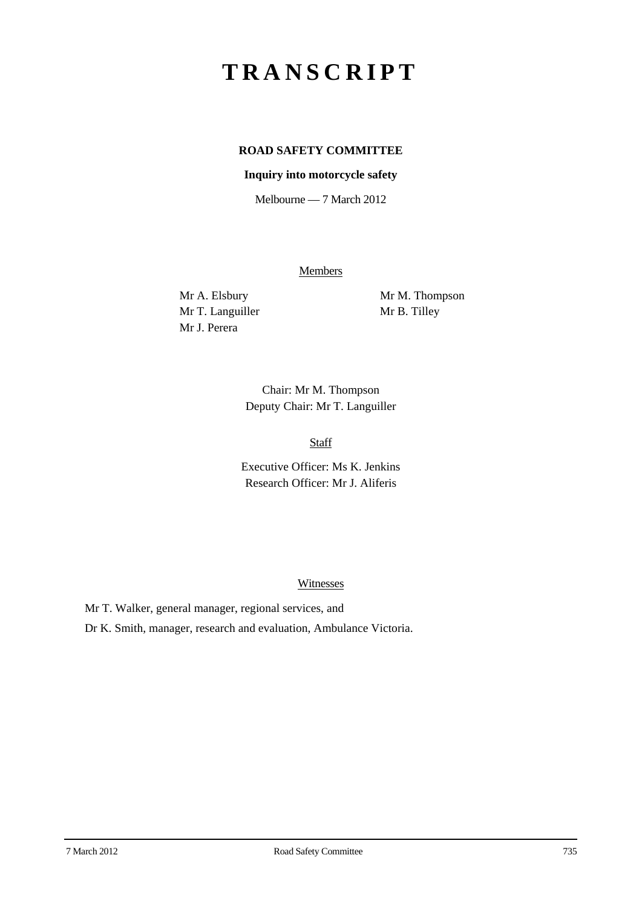# TRANSCRIPT

**ROAD SAFETY COMMITTEE**

**Inquiry into motorcycle safety**

Melbourne — 7 March 2012

Members

Mr A. Elsbury
Mr T. Languiller
Mr J. Perera
Mr M. Thompson
Mr B. Tilley

Chair: Mr M. Thompson
Deputy Chair: Mr T. Languiller

Staff

Executive Officer: Ms K. Jenkins
Research Officer: Mr J. Aliferis

Witnesses

Mr T. Walker, general manager, regional services, and

Dr K. Smith, manager, research and evaluation, Ambulance Victoria.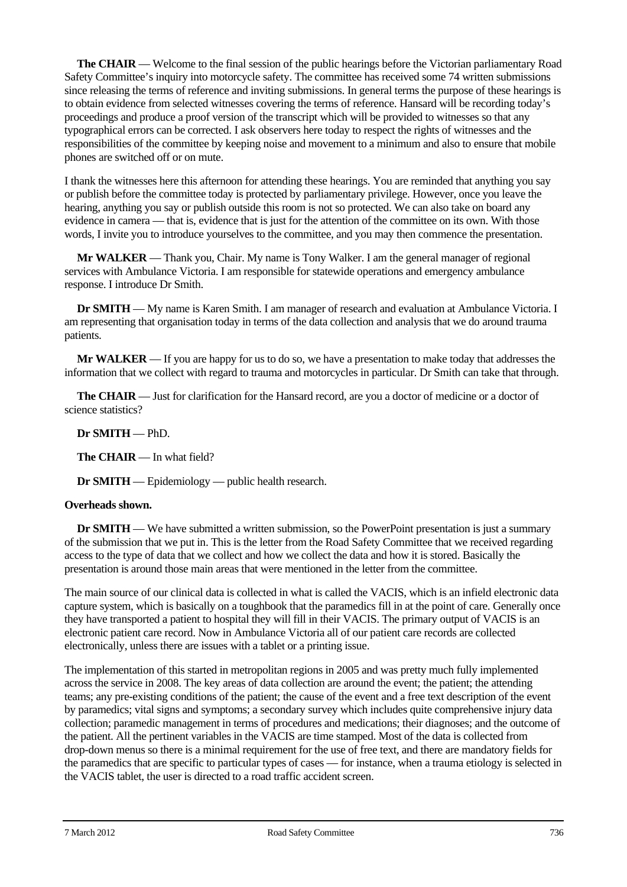**The CHAIR** — Welcome to the final session of the public hearings before the Victorian parliamentary Road Safety Committee's inquiry into motorcycle safety. The committee has received some 74 written submissions since releasing the terms of reference and inviting submissions. In general terms the purpose of these hearings is to obtain evidence from selected witnesses covering the terms of reference. Hansard will be recording today's proceedings and produce a proof version of the transcript which will be provided to witnesses so that any typographical errors can be corrected. I ask observers here today to respect the rights of witnesses and the responsibilities of the committee by keeping noise and movement to a minimum and also to ensure that mobile phones are switched off or on mute.

I thank the witnesses here this afternoon for attending these hearings. You are reminded that anything you say or publish before the committee today is protected by parliamentary privilege. However, once you leave the hearing, anything you say or publish outside this room is not so protected. We can also take on board any evidence in camera — that is, evidence that is just for the attention of the committee on its own. With those words, I invite you to introduce yourselves to the committee, and you may then commence the presentation.

**Mr WALKER** — Thank you, Chair. My name is Tony Walker. I am the general manager of regional services with Ambulance Victoria. I am responsible for statewide operations and emergency ambulance response. I introduce Dr Smith.

**Dr SMITH** — My name is Karen Smith. I am manager of research and evaluation at Ambulance Victoria. I am representing that organisation today in terms of the data collection and analysis that we do around trauma patients.

**Mr WALKER** — If you are happy for us to do so, we have a presentation to make today that addresses the information that we collect with regard to trauma and motorcycles in particular. Dr Smith can take that through.

**The CHAIR** — Just for clarification for the Hansard record, are you a doctor of medicine or a doctor of science statistics?

**Dr SMITH** — PhD.

**The CHAIR** — In what field?

**Dr SMITH** — Epidemiology — public health research.

**Overheads shown.**

**Dr SMITH** — We have submitted a written submission, so the PowerPoint presentation is just a summary of the submission that we put in. This is the letter from the Road Safety Committee that we received regarding access to the type of data that we collect and how we collect the data and how it is stored. Basically the presentation is around those main areas that were mentioned in the letter from the committee.

The main source of our clinical data is collected in what is called the VACIS, which is an infield electronic data capture system, which is basically on a toughbook that the paramedics fill in at the point of care. Generally once they have transported a patient to hospital they will fill in their VACIS. The primary output of VACIS is an electronic patient care record. Now in Ambulance Victoria all of our patient care records are collected electronically, unless there are issues with a tablet or a printing issue.

The implementation of this started in metropolitan regions in 2005 and was pretty much fully implemented across the service in 2008. The key areas of data collection are around the event; the patient; the attending teams; any pre-existing conditions of the patient; the cause of the event and a free text description of the event by paramedics; vital signs and symptoms; a secondary survey which includes quite comprehensive injury data collection; paramedic management in terms of procedures and medications; their diagnoses; and the outcome of the patient. All the pertinent variables in the VACIS are time stamped. Most of the data is collected from drop-down menus so there is a minimal requirement for the use of free text, and there are mandatory fields for the paramedics that are specific to particular types of cases — for instance, when a trauma etiology is selected in the VACIS tablet, the user is directed to a road traffic accident screen.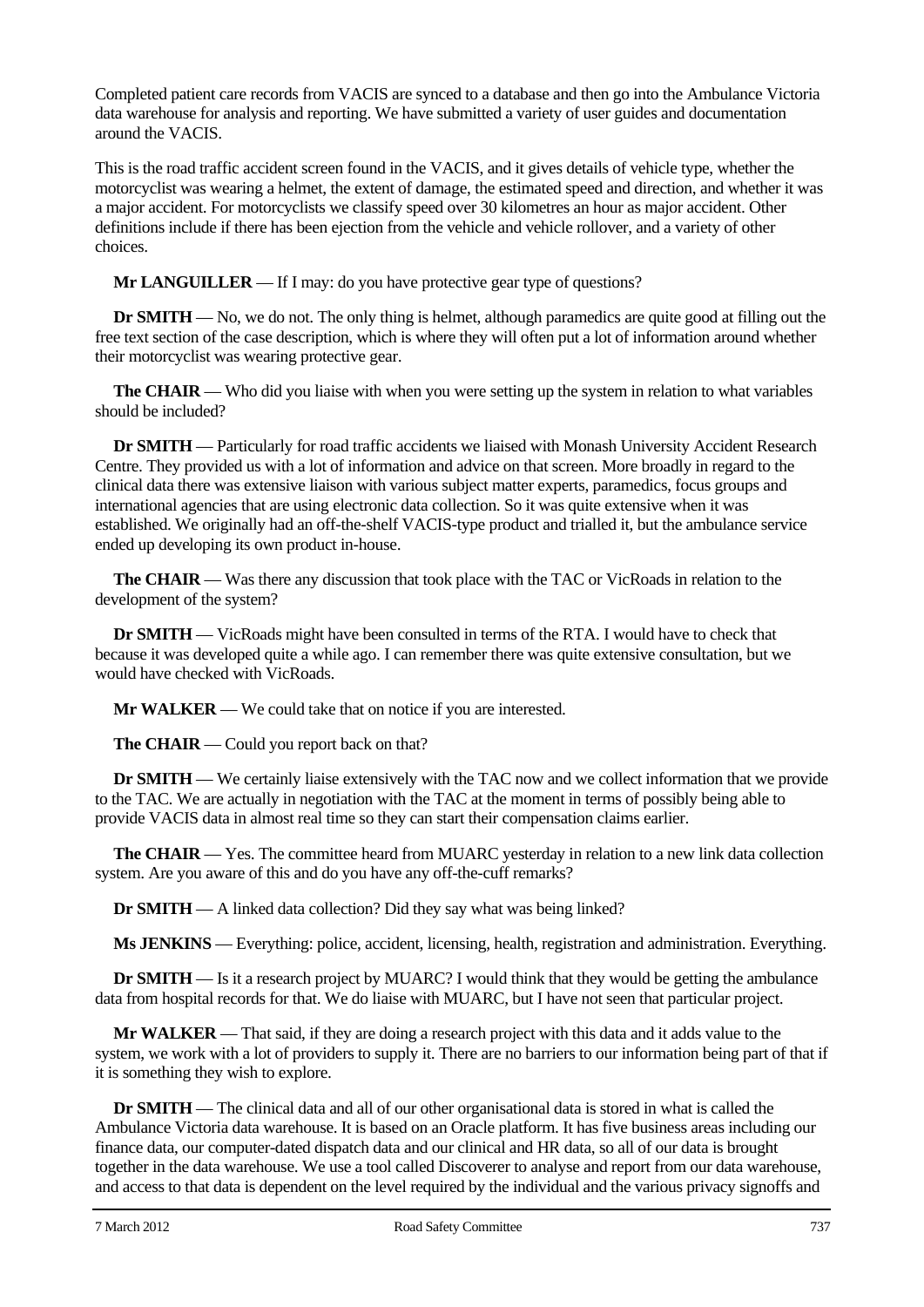Completed patient care records from VACIS are synced to a database and then go into the Ambulance Victoria data warehouse for analysis and reporting. We have submitted a variety of user guides and documentation around the VACIS.

This is the road traffic accident screen found in the VACIS, and it gives details of vehicle type, whether the motorcyclist was wearing a helmet, the extent of damage, the estimated speed and direction, and whether it was a major accident. For motorcyclists we classify speed over 30 kilometres an hour as major accident. Other definitions include if there has been ejection from the vehicle and vehicle rollover, and a variety of other choices.

**Mr LANGUILLER** — If I may: do you have protective gear type of questions?

**Dr SMITH** — No, we do not. The only thing is helmet, although paramedics are quite good at filling out the free text section of the case description, which is where they will often put a lot of information around whether their motorcyclist was wearing protective gear.

**The CHAIR** — Who did you liaise with when you were setting up the system in relation to what variables should be included?

**Dr SMITH** — Particularly for road traffic accidents we liaised with Monash University Accident Research Centre. They provided us with a lot of information and advice on that screen. More broadly in regard to the clinical data there was extensive liaison with various subject matter experts, paramedics, focus groups and international agencies that are using electronic data collection. So it was quite extensive when it was established. We originally had an off-the-shelf VACIS-type product and trialled it, but the ambulance service ended up developing its own product in-house.

**The CHAIR** — Was there any discussion that took place with the TAC or VicRoads in relation to the development of the system?

**Dr SMITH** — VicRoads might have been consulted in terms of the RTA. I would have to check that because it was developed quite a while ago. I can remember there was quite extensive consultation, but we would have checked with VicRoads.

**Mr WALKER** — We could take that on notice if you are interested.

**The CHAIR** — Could you report back on that?

**Dr SMITH** — We certainly liaise extensively with the TAC now and we collect information that we provide to the TAC. We are actually in negotiation with the TAC at the moment in terms of possibly being able to provide VACIS data in almost real time so they can start their compensation claims earlier.

**The CHAIR** — Yes. The committee heard from MUARC yesterday in relation to a new link data collection system. Are you aware of this and do you have any off-the-cuff remarks?

**Dr SMITH** — A linked data collection? Did they say what was being linked?

**Ms JENKINS** — Everything: police, accident, licensing, health, registration and administration. Everything.

**Dr SMITH** — Is it a research project by MUARC? I would think that they would be getting the ambulance data from hospital records for that. We do liaise with MUARC, but I have not seen that particular project.

**Mr WALKER** — That said, if they are doing a research project with this data and it adds value to the system, we work with a lot of providers to supply it. There are no barriers to our information being part of that if it is something they wish to explore.

**Dr SMITH** — The clinical data and all of our other organisational data is stored in what is called the Ambulance Victoria data warehouse. It is based on an Oracle platform. It has five business areas including our finance data, our computer-dated dispatch data and our clinical and HR data, so all of our data is brought together in the data warehouse. We use a tool called Discoverer to analyse and report from our data warehouse, and access to that data is dependent on the level required by the individual and the various privacy signoffs and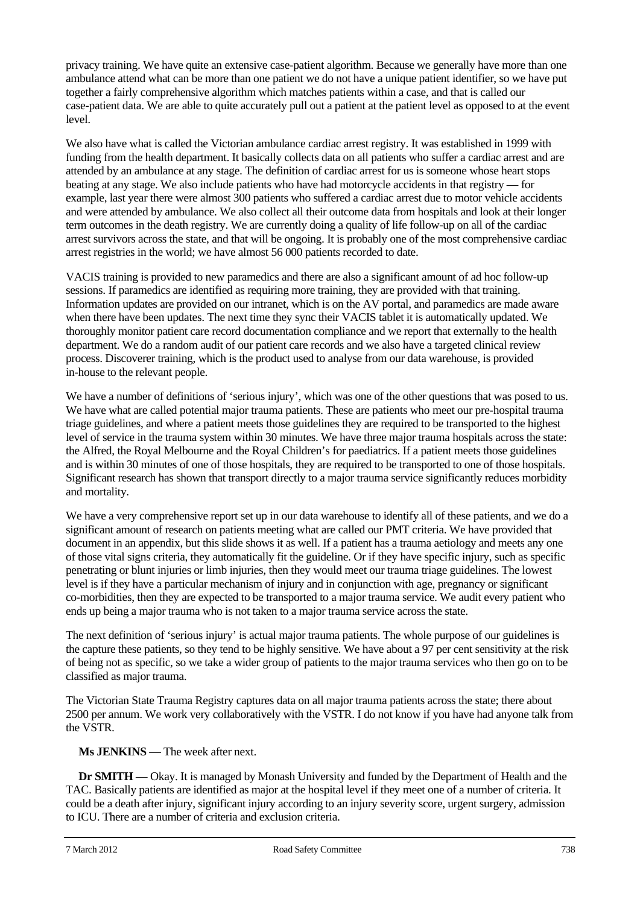privacy training. We have quite an extensive case-patient algorithm. Because we generally have more than one ambulance attend what can be more than one patient we do not have a unique patient identifier, so we have put together a fairly comprehensive algorithm which matches patients within a case, and that is called our case-patient data. We are able to quite accurately pull out a patient at the patient level as opposed to at the event level.

We also have what is called the Victorian ambulance cardiac arrest registry. It was established in 1999 with funding from the health department. It basically collects data on all patients who suffer a cardiac arrest and are attended by an ambulance at any stage. The definition of cardiac arrest for us is someone whose heart stops beating at any stage. We also include patients who have had motorcycle accidents in that registry — for example, last year there were almost 300 patients who suffered a cardiac arrest due to motor vehicle accidents and were attended by ambulance. We also collect all their outcome data from hospitals and look at their longer term outcomes in the death registry. We are currently doing a quality of life follow-up on all of the cardiac arrest survivors across the state, and that will be ongoing. It is probably one of the most comprehensive cardiac arrest registries in the world; we have almost 56 000 patients recorded to date.

VACIS training is provided to new paramedics and there are also a significant amount of ad hoc follow-up sessions. If paramedics are identified as requiring more training, they are provided with that training. Information updates are provided on our intranet, which is on the AV portal, and paramedics are made aware when there have been updates. The next time they sync their VACIS tablet it is automatically updated. We thoroughly monitor patient care record documentation compliance and we report that externally to the health department. We do a random audit of our patient care records and we also have a targeted clinical review process. Discoverer training, which is the product used to analyse from our data warehouse, is provided in-house to the relevant people.

We have a number of definitions of 'serious injury', which was one of the other questions that was posed to us. We have what are called potential major trauma patients. These are patients who meet our pre-hospital trauma triage guidelines, and where a patient meets those guidelines they are required to be transported to the highest level of service in the trauma system within 30 minutes. We have three major trauma hospitals across the state: the Alfred, the Royal Melbourne and the Royal Children's for paediatrics. If a patient meets those guidelines and is within 30 minutes of one of those hospitals, they are required to be transported to one of those hospitals. Significant research has shown that transport directly to a major trauma service significantly reduces morbidity and mortality.

We have a very comprehensive report set up in our data warehouse to identify all of these patients, and we do a significant amount of research on patients meeting what are called our PMT criteria. We have provided that document in an appendix, but this slide shows it as well. If a patient has a trauma aetiology and meets any one of those vital signs criteria, they automatically fit the guideline. Or if they have specific injury, such as specific penetrating or blunt injuries or limb injuries, then they would meet our trauma triage guidelines. The lowest level is if they have a particular mechanism of injury and in conjunction with age, pregnancy or significant co-morbidities, then they are expected to be transported to a major trauma service. We audit every patient who ends up being a major trauma who is not taken to a major trauma service across the state.

The next definition of 'serious injury' is actual major trauma patients. The whole purpose of our guidelines is the capture these patients, so they tend to be highly sensitive. We have about a 97 per cent sensitivity at the risk of being not as specific, so we take a wider group of patients to the major trauma services who then go on to be classified as major trauma.

The Victorian State Trauma Registry captures data on all major trauma patients across the state; there about 2500 per annum. We work very collaboratively with the VSTR. I do not know if you have had anyone talk from the VSTR.

**Ms JENKINS** — The week after next.

**Dr SMITH** — Okay. It is managed by Monash University and funded by the Department of Health and the TAC. Basically patients are identified as major at the hospital level if they meet one of a number of criteria. It could be a death after injury, significant injury according to an injury severity score, urgent surgery, admission to ICU. There are a number of criteria and exclusion criteria.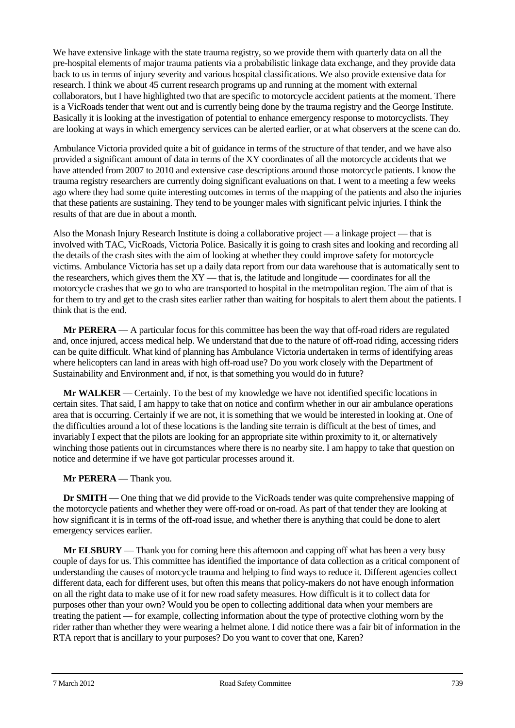We have extensive linkage with the state trauma registry, so we provide them with quarterly data on all the pre-hospital elements of major trauma patients via a probabilistic linkage data exchange, and they provide data back to us in terms of injury severity and various hospital classifications. We also provide extensive data for research. I think we about 45 current research programs up and running at the moment with external collaborators, but I have highlighted two that are specific to motorcycle accident patients at the moment. There is a VicRoads tender that went out and is currently being done by the trauma registry and the George Institute. Basically it is looking at the investigation of potential to enhance emergency response to motorcyclists. They are looking at ways in which emergency services can be alerted earlier, or at what observers at the scene can do.

Ambulance Victoria provided quite a bit of guidance in terms of the structure of that tender, and we have also provided a significant amount of data in terms of the XY coordinates of all the motorcycle accidents that we have attended from 2007 to 2010 and extensive case descriptions around those motorcycle patients. I know the trauma registry researchers are currently doing significant evaluations on that. I went to a meeting a few weeks ago where they had some quite interesting outcomes in terms of the mapping of the patients and also the injuries that these patients are sustaining. They tend to be younger males with significant pelvic injuries. I think the results of that are due in about a month.

Also the Monash Injury Research Institute is doing a collaborative project — a linkage project — that is involved with TAC, VicRoads, Victoria Police. Basically it is going to crash sites and looking and recording all the details of the crash sites with the aim of looking at whether they could improve safety for motorcycle victims. Ambulance Victoria has set up a daily data report from our data warehouse that is automatically sent to the researchers, which gives them the XY — that is, the latitude and longitude — coordinates for all the motorcycle crashes that we go to who are transported to hospital in the metropolitan region. The aim of that is for them to try and get to the crash sites earlier rather than waiting for hospitals to alert them about the patients. I think that is the end.

**Mr PERERA** — A particular focus for this committee has been the way that off-road riders are regulated and, once injured, access medical help. We understand that due to the nature of off-road riding, accessing riders can be quite difficult. What kind of planning has Ambulance Victoria undertaken in terms of identifying areas where helicopters can land in areas with high off-road use? Do you work closely with the Department of Sustainability and Environment and, if not, is that something you would do in future?

**Mr WALKER** — Certainly. To the best of my knowledge we have not identified specific locations in certain sites. That said, I am happy to take that on notice and confirm whether in our air ambulance operations area that is occurring. Certainly if we are not, it is something that we would be interested in looking at. One of the difficulties around a lot of these locations is the landing site terrain is difficult at the best of times, and invariably I expect that the pilots are looking for an appropriate site within proximity to it, or alternatively winching those patients out in circumstances where there is no nearby site. I am happy to take that question on notice and determine if we have got particular processes around it.

**Mr PERERA** — Thank you.

**Dr SMITH** — One thing that we did provide to the VicRoads tender was quite comprehensive mapping of the motorcycle patients and whether they were off-road or on-road. As part of that tender they are looking at how significant it is in terms of the off-road issue, and whether there is anything that could be done to alert emergency services earlier.

**Mr ELSBURY** — Thank you for coming here this afternoon and capping off what has been a very busy couple of days for us. This committee has identified the importance of data collection as a critical component of understanding the causes of motorcycle trauma and helping to find ways to reduce it. Different agencies collect different data, each for different uses, but often this means that policy-makers do not have enough information on all the right data to make use of it for new road safety measures. How difficult is it to collect data for purposes other than your own? Would you be open to collecting additional data when your members are treating the patient — for example, collecting information about the type of protective clothing worn by the rider rather than whether they were wearing a helmet alone. I did notice there was a fair bit of information in the RTA report that is ancillary to your purposes? Do you want to cover that one, Karen?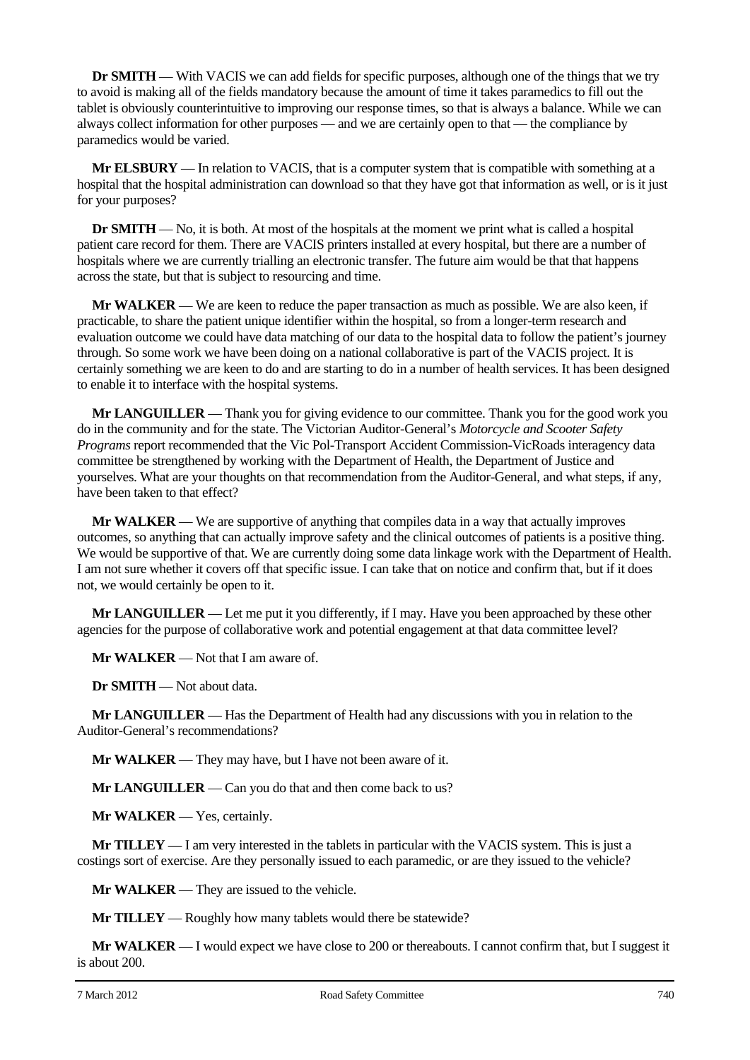**Dr SMITH** — With VACIS we can add fields for specific purposes, although one of the things that we try to avoid is making all of the fields mandatory because the amount of time it takes paramedics to fill out the tablet is obviously counterintuitive to improving our response times, so that is always a balance. While we can always collect information for other purposes — and we are certainly open to that — the compliance by paramedics would be varied.

**Mr ELSBURY** — In relation to VACIS, that is a computer system that is compatible with something at a hospital that the hospital administration can download so that they have got that information as well, or is it just for your purposes?

**Dr SMITH** — No, it is both. At most of the hospitals at the moment we print what is called a hospital patient care record for them. There are VACIS printers installed at every hospital, but there are a number of hospitals where we are currently trialling an electronic transfer. The future aim would be that that happens across the state, but that is subject to resourcing and time.

**Mr WALKER** — We are keen to reduce the paper transaction as much as possible. We are also keen, if practicable, to share the patient unique identifier within the hospital, so from a longer-term research and evaluation outcome we could have data matching of our data to the hospital data to follow the patient's journey through. So some work we have been doing on a national collaborative is part of the VACIS project. It is certainly something we are keen to do and are starting to do in a number of health services. It has been designed to enable it to interface with the hospital systems.

**Mr LANGUILLER** — Thank you for giving evidence to our committee. Thank you for the good work you do in the community and for the state. The Victorian Auditor-General's *Motorcycle and Scooter Safety Programs* report recommended that the Vic Pol-Transport Accident Commission-VicRoads interagency data committee be strengthened by working with the Department of Health, the Department of Justice and yourselves. What are your thoughts on that recommendation from the Auditor-General, and what steps, if any, have been taken to that effect?

**Mr WALKER** — We are supportive of anything that compiles data in a way that actually improves outcomes, so anything that can actually improve safety and the clinical outcomes of patients is a positive thing. We would be supportive of that. We are currently doing some data linkage work with the Department of Health. I am not sure whether it covers off that specific issue. I can take that on notice and confirm that, but if it does not, we would certainly be open to it.

**Mr LANGUILLER** — Let me put it you differently, if I may. Have you been approached by these other agencies for the purpose of collaborative work and potential engagement at that data committee level?

**Mr WALKER** — Not that I am aware of.

**Dr SMITH** — Not about data.

**Mr LANGUILLER** — Has the Department of Health had any discussions with you in relation to the Auditor-General's recommendations?

**Mr WALKER** — They may have, but I have not been aware of it.

**Mr LANGUILLER** — Can you do that and then come back to us?

**Mr WALKER** — Yes, certainly.

**Mr TILLEY** — I am very interested in the tablets in particular with the VACIS system. This is just a costings sort of exercise. Are they personally issued to each paramedic, or are they issued to the vehicle?

**Mr WALKER** — They are issued to the vehicle.

**Mr TILLEY** — Roughly how many tablets would there be statewide?

**Mr WALKER** — I would expect we have close to 200 or thereabouts. I cannot confirm that, but I suggest it is about 200.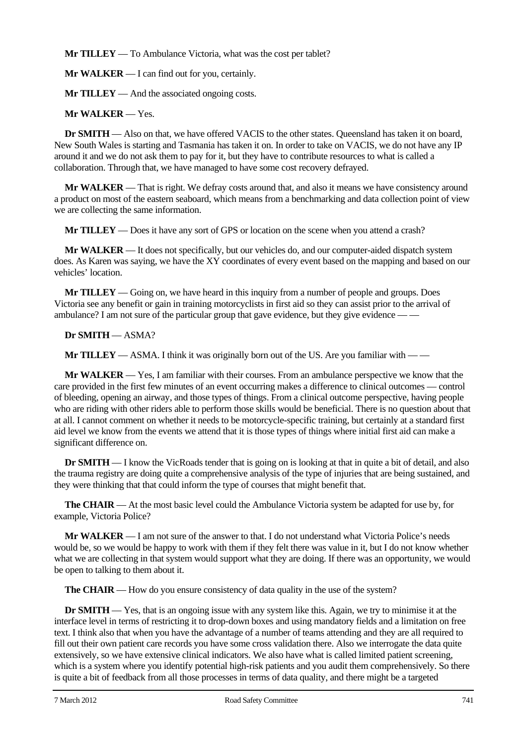**Mr TILLEY** — To Ambulance Victoria, what was the cost per tablet?

**Mr WALKER** — I can find out for you, certainly.

**Mr TILLEY** — And the associated ongoing costs.

**Mr WALKER** — Yes.

**Dr SMITH** — Also on that, we have offered VACIS to the other states. Queensland has taken it on board, New South Wales is starting and Tasmania has taken it on. In order to take on VACIS, we do not have any IP around it and we do not ask them to pay for it, but they have to contribute resources to what is called a collaboration. Through that, we have managed to have some cost recovery defrayed.

**Mr WALKER** — That is right. We defray costs around that, and also it means we have consistency around a product on most of the eastern seaboard, which means from a benchmarking and data collection point of view we are collecting the same information.

**Mr TILLEY** — Does it have any sort of GPS or location on the scene when you attend a crash?

**Mr WALKER** — It does not specifically, but our vehicles do, and our computer-aided dispatch system does. As Karen was saying, we have the XY coordinates of every event based on the mapping and based on our vehicles' location.

**Mr TILLEY** — Going on, we have heard in this inquiry from a number of people and groups. Does Victoria see any benefit or gain in training motorcyclists in first aid so they can assist prior to the arrival of ambulance? I am not sure of the particular group that gave evidence, but they give evidence — —

**Dr SMITH** — ASMA?

**Mr TILLEY** — ASMA. I think it was originally born out of the US. Are you familiar with — —

**Mr WALKER** — Yes, I am familiar with their courses. From an ambulance perspective we know that the care provided in the first few minutes of an event occurring makes a difference to clinical outcomes — control of bleeding, opening an airway, and those types of things. From a clinical outcome perspective, having people who are riding with other riders able to perform those skills would be beneficial. There is no question about that at all. I cannot comment on whether it needs to be motorcycle-specific training, but certainly at a standard first aid level we know from the events we attend that it is those types of things where initial first aid can make a significant difference on.

**Dr SMITH** — I know the VicRoads tender that is going on is looking at that in quite a bit of detail, and also the trauma registry are doing quite a comprehensive analysis of the type of injuries that are being sustained, and they were thinking that that could inform the type of courses that might benefit that.

**The CHAIR** — At the most basic level could the Ambulance Victoria system be adapted for use by, for example, Victoria Police?

**Mr WALKER** — I am not sure of the answer to that. I do not understand what Victoria Police's needs would be, so we would be happy to work with them if they felt there was value in it, but I do not know whether what we are collecting in that system would support what they are doing. If there was an opportunity, we would be open to talking to them about it.

**The CHAIR** — How do you ensure consistency of data quality in the use of the system?

**Dr SMITH** — Yes, that is an ongoing issue with any system like this. Again, we try to minimise it at the interface level in terms of restricting it to drop-down boxes and using mandatory fields and a limitation on free text. I think also that when you have the advantage of a number of teams attending and they are all required to fill out their own patient care records you have some cross validation there. Also we interrogate the data quite extensively, so we have extensive clinical indicators. We also have what is called limited patient screening, which is a system where you identify potential high-risk patients and you audit them comprehensively. So there is quite a bit of feedback from all those processes in terms of data quality, and there might be a targeted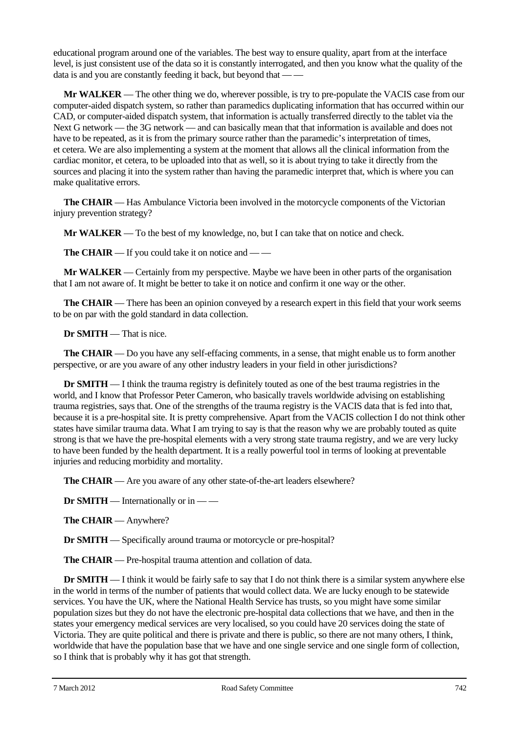educational program around one of the variables. The best way to ensure quality, apart from at the interface level, is just consistent use of the data so it is constantly interrogated, and then you know what the quality of the data is and you are constantly feeding it back, but beyond that — —

**Mr WALKER** — The other thing we do, wherever possible, is try to pre-populate the VACIS case from our computer-aided dispatch system, so rather than paramedics duplicating information that has occurred within our CAD, or computer-aided dispatch system, that information is actually transferred directly to the tablet via the Next G network — the 3G network — and can basically mean that that information is available and does not have to be repeated, as it is from the primary source rather than the paramedic's interpretation of times, et cetera. We are also implementing a system at the moment that allows all the clinical information from the cardiac monitor, et cetera, to be uploaded into that as well, so it is about trying to take it directly from the sources and placing it into the system rather than having the paramedic interpret that, which is where you can make qualitative errors.

**The CHAIR** — Has Ambulance Victoria been involved in the motorcycle components of the Victorian injury prevention strategy?

**Mr WALKER** — To the best of my knowledge, no, but I can take that on notice and check.

**The CHAIR** — If you could take it on notice and — —

**Mr WALKER** — Certainly from my perspective. Maybe we have been in other parts of the organisation that I am not aware of. It might be better to take it on notice and confirm it one way or the other.

**The CHAIR** — There has been an opinion conveyed by a research expert in this field that your work seems to be on par with the gold standard in data collection.

**Dr SMITH** — That is nice.

**The CHAIR** — Do you have any self-effacing comments, in a sense, that might enable us to form another perspective, or are you aware of any other industry leaders in your field in other jurisdictions?

**Dr SMITH** — I think the trauma registry is definitely touted as one of the best trauma registries in the world, and I know that Professor Peter Cameron, who basically travels worldwide advising on establishing trauma registries, says that. One of the strengths of the trauma registry is the VACIS data that is fed into that, because it is a pre-hospital site. It is pretty comprehensive. Apart from the VACIS collection I do not think other states have similar trauma data. What I am trying to say is that the reason why we are probably touted as quite strong is that we have the pre-hospital elements with a very strong state trauma registry, and we are very lucky to have been funded by the health department. It is a really powerful tool in terms of looking at preventable injuries and reducing morbidity and mortality.

**The CHAIR** — Are you aware of any other state-of-the-art leaders elsewhere?

**Dr SMITH** — Internationally or in — —

**The CHAIR** — Anywhere?

**Dr SMITH** — Specifically around trauma or motorcycle or pre-hospital?

**The CHAIR** — Pre-hospital trauma attention and collation of data.

**Dr SMITH** — I think it would be fairly safe to say that I do not think there is a similar system anywhere else in the world in terms of the number of patients that would collect data. We are lucky enough to be statewide services. You have the UK, where the National Health Service has trusts, so you might have some similar population sizes but they do not have the electronic pre-hospital data collections that we have, and then in the states your emergency medical services are very localised, so you could have 20 services doing the state of Victoria. They are quite political and there is private and there is public, so there are not many others, I think, worldwide that have the population base that we have and one single service and one single form of collection, so I think that is probably why it has got that strength.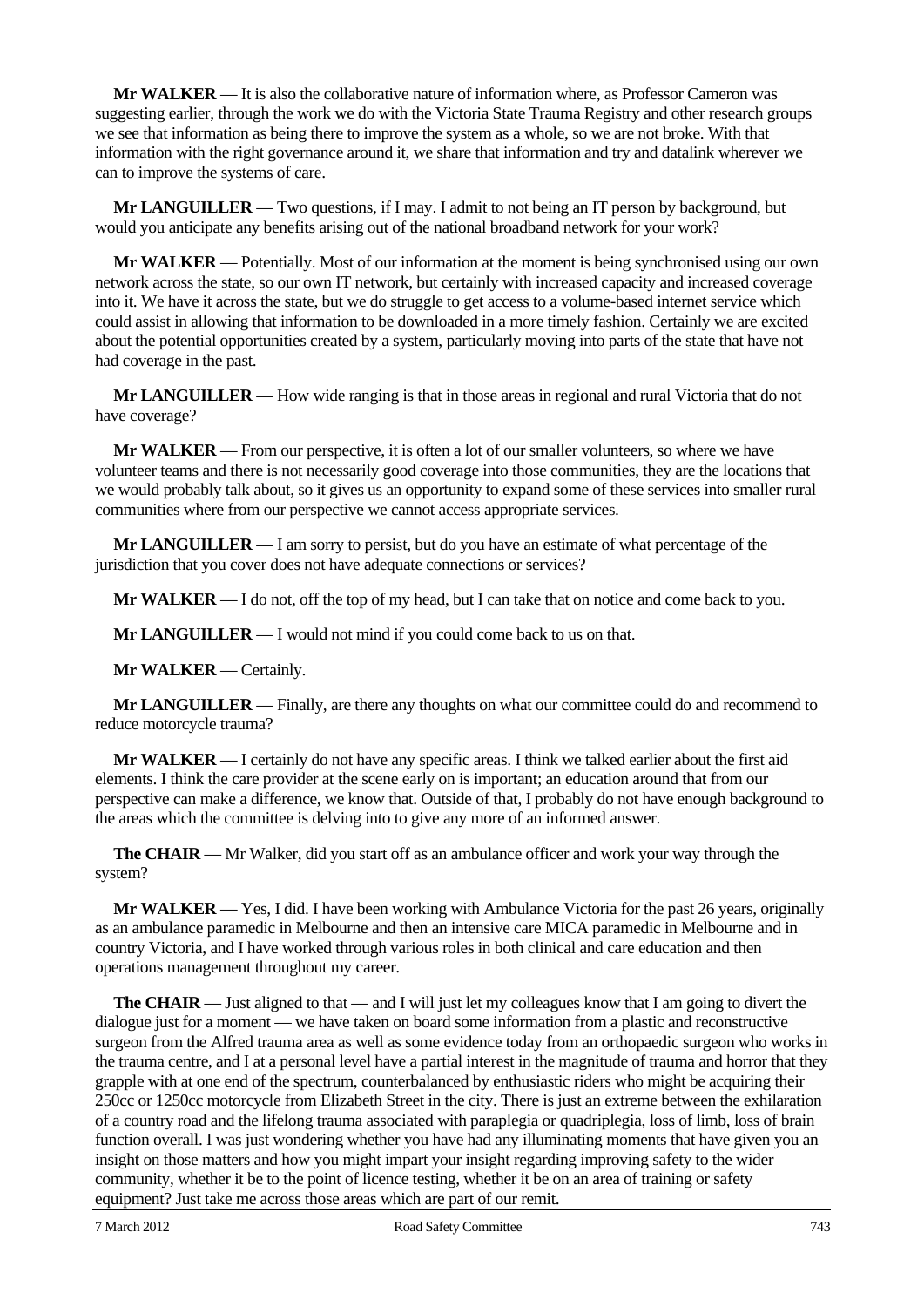**Mr WALKER** — It is also the collaborative nature of information where, as Professor Cameron was suggesting earlier, through the work we do with the Victoria State Trauma Registry and other research groups we see that information as being there to improve the system as a whole, so we are not broke. With that information with the right governance around it, we share that information and try and datalink wherever we can to improve the systems of care.

**Mr LANGUILLER** — Two questions, if I may. I admit to not being an IT person by background, but would you anticipate any benefits arising out of the national broadband network for your work?

**Mr WALKER** — Potentially. Most of our information at the moment is being synchronised using our own network across the state, so our own IT network, but certainly with increased capacity and increased coverage into it. We have it across the state, but we do struggle to get access to a volume-based internet service which could assist in allowing that information to be downloaded in a more timely fashion. Certainly we are excited about the potential opportunities created by a system, particularly moving into parts of the state that have not had coverage in the past.

**Mr LANGUILLER** — How wide ranging is that in those areas in regional and rural Victoria that do not have coverage?

**Mr WALKER** — From our perspective, it is often a lot of our smaller volunteers, so where we have volunteer teams and there is not necessarily good coverage into those communities, they are the locations that we would probably talk about, so it gives us an opportunity to expand some of these services into smaller rural communities where from our perspective we cannot access appropriate services.

**Mr LANGUILLER** — I am sorry to persist, but do you have an estimate of what percentage of the jurisdiction that you cover does not have adequate connections or services?

**Mr WALKER** — I do not, off the top of my head, but I can take that on notice and come back to you.

**Mr LANGUILLER** — I would not mind if you could come back to us on that.

**Mr WALKER** — Certainly.

**Mr LANGUILLER** — Finally, are there any thoughts on what our committee could do and recommend to reduce motorcycle trauma?

**Mr WALKER** — I certainly do not have any specific areas. I think we talked earlier about the first aid elements. I think the care provider at the scene early on is important; an education around that from our perspective can make a difference, we know that. Outside of that, I probably do not have enough background to the areas which the committee is delving into to give any more of an informed answer.

**The CHAIR** — Mr Walker, did you start off as an ambulance officer and work your way through the system?

**Mr WALKER** — Yes, I did. I have been working with Ambulance Victoria for the past 26 years, originally as an ambulance paramedic in Melbourne and then an intensive care MICA paramedic in Melbourne and in country Victoria, and I have worked through various roles in both clinical and care education and then operations management throughout my career.

**The CHAIR** — Just aligned to that — and I will just let my colleagues know that I am going to divert the dialogue just for a moment — we have taken on board some information from a plastic and reconstructive surgeon from the Alfred trauma area as well as some evidence today from an orthopaedic surgeon who works in the trauma centre, and I at a personal level have a partial interest in the magnitude of trauma and horror that they grapple with at one end of the spectrum, counterbalanced by enthusiastic riders who might be acquiring their 250cc or 1250cc motorcycle from Elizabeth Street in the city. There is just an extreme between the exhilaration of a country road and the lifelong trauma associated with paraplegia or quadriplegia, loss of limb, loss of brain function overall. I was just wondering whether you have had any illuminating moments that have given you an insight on those matters and how you might impart your insight regarding improving safety to the wider community, whether it be to the point of licence testing, whether it be on an area of training or safety equipment? Just take me across those areas which are part of our remit.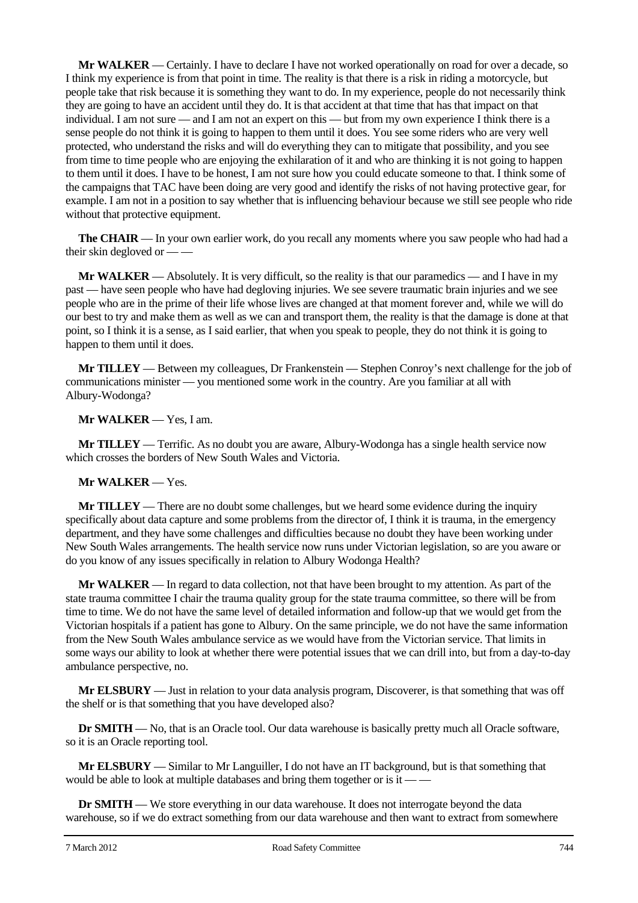**Mr WALKER** — Certainly. I have to declare I have not worked operationally on road for over a decade, so I think my experience is from that point in time. The reality is that there is a risk in riding a motorcycle, but people take that risk because it is something they want to do. In my experience, people do not necessarily think they are going to have an accident until they do. It is that accident at that time that has that impact on that individual. I am not sure — and I am not an expert on this — but from my own experience I think there is a sense people do not think it is going to happen to them until it does. You see some riders who are very well protected, who understand the risks and will do everything they can to mitigate that possibility, and you see from time to time people who are enjoying the exhilaration of it and who are thinking it is not going to happen to them until it does. I have to be honest, I am not sure how you could educate someone to that. I think some of the campaigns that TAC have been doing are very good and identify the risks of not having protective gear, for example. I am not in a position to say whether that is influencing behaviour because we still see people who ride without that protective equipment.

**The CHAIR** — In your own earlier work, do you recall any moments where you saw people who had had a their skin degloved or — —

**Mr WALKER** — Absolutely. It is very difficult, so the reality is that our paramedics — and I have in my past — have seen people who have had degloving injuries. We see severe traumatic brain injuries and we see people who are in the prime of their life whose lives are changed at that moment forever and, while we will do our best to try and make them as well as we can and transport them, the reality is that the damage is done at that point, so I think it is a sense, as I said earlier, that when you speak to people, they do not think it is going to happen to them until it does.

**Mr TILLEY** — Between my colleagues, Dr Frankenstein — Stephen Conroy's next challenge for the job of communications minister — you mentioned some work in the country. Are you familiar at all with Albury-Wodonga?

**Mr WALKER** — Yes, I am.

**Mr TILLEY** — Terrific. As no doubt you are aware, Albury-Wodonga has a single health service now which crosses the borders of New South Wales and Victoria.

**Mr WALKER** — Yes.

**Mr TILLEY** — There are no doubt some challenges, but we heard some evidence during the inquiry specifically about data capture and some problems from the director of, I think it is trauma, in the emergency department, and they have some challenges and difficulties because no doubt they have been working under New South Wales arrangements. The health service now runs under Victorian legislation, so are you aware or do you know of any issues specifically in relation to Albury Wodonga Health?

**Mr WALKER** — In regard to data collection, not that have been brought to my attention. As part of the state trauma committee I chair the trauma quality group for the state trauma committee, so there will be from time to time. We do not have the same level of detailed information and follow-up that we would get from the Victorian hospitals if a patient has gone to Albury. On the same principle, we do not have the same information from the New South Wales ambulance service as we would have from the Victorian service. That limits in some ways our ability to look at whether there were potential issues that we can drill into, but from a day-to-day ambulance perspective, no.

**Mr ELSBURY** — Just in relation to your data analysis program, Discoverer, is that something that was off the shelf or is that something that you have developed also?

**Dr SMITH** — No, that is an Oracle tool. Our data warehouse is basically pretty much all Oracle software, so it is an Oracle reporting tool.

**Mr ELSBURY** — Similar to Mr Languiller, I do not have an IT background, but is that something that would be able to look at multiple databases and bring them together or is it — —

**Dr SMITH** — We store everything in our data warehouse. It does not interrogate beyond the data warehouse, so if we do extract something from our data warehouse and then want to extract from somewhere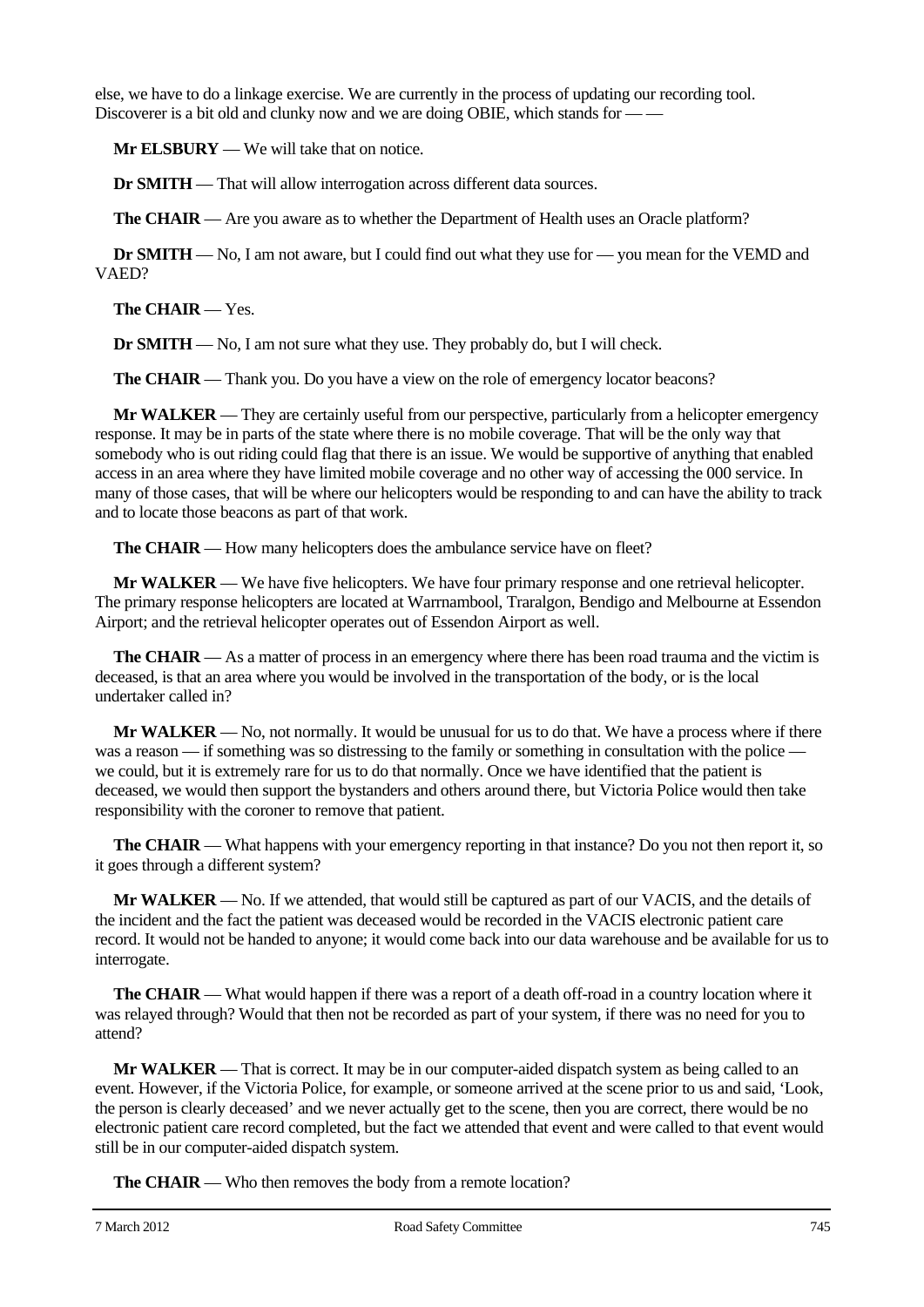else, we have to do a linkage exercise. We are currently in the process of updating our recording tool. Discoverer is a bit old and clunky now and we are doing OBIE, which stands for — —

**Mr ELSBURY** — We will take that on notice.

**Dr SMITH** — That will allow interrogation across different data sources.

**The CHAIR** — Are you aware as to whether the Department of Health uses an Oracle platform?

**Dr SMITH** — No, I am not aware, but I could find out what they use for — you mean for the VEMD and VAED?

**The CHAIR** — Yes.

**Dr SMITH** — No, I am not sure what they use. They probably do, but I will check.

**The CHAIR** — Thank you. Do you have a view on the role of emergency locator beacons?

**Mr WALKER** — They are certainly useful from our perspective, particularly from a helicopter emergency response. It may be in parts of the state where there is no mobile coverage. That will be the only way that somebody who is out riding could flag that there is an issue. We would be supportive of anything that enabled access in an area where they have limited mobile coverage and no other way of accessing the 000 service. In many of those cases, that will be where our helicopters would be responding to and can have the ability to track and to locate those beacons as part of that work.

**The CHAIR** — How many helicopters does the ambulance service have on fleet?

**Mr WALKER** — We have five helicopters. We have four primary response and one retrieval helicopter. The primary response helicopters are located at Warrnambool, Traralgon, Bendigo and Melbourne at Essendon Airport; and the retrieval helicopter operates out of Essendon Airport as well.

**The CHAIR** — As a matter of process in an emergency where there has been road trauma and the victim is deceased, is that an area where you would be involved in the transportation of the body, or is the local undertaker called in?

**Mr WALKER** — No, not normally. It would be unusual for us to do that. We have a process where if there was a reason — if something was so distressing to the family or something in consultation with the police — we could, but it is extremely rare for us to do that normally. Once we have identified that the patient is deceased, we would then support the bystanders and others around there, but Victoria Police would then take responsibility with the coroner to remove that patient.

**The CHAIR** — What happens with your emergency reporting in that instance? Do you not then report it, so it goes through a different system?

**Mr WALKER** — No. If we attended, that would still be captured as part of our VACIS, and the details of the incident and the fact the patient was deceased would be recorded in the VACIS electronic patient care record. It would not be handed to anyone; it would come back into our data warehouse and be available for us to interrogate.

**The CHAIR** — What would happen if there was a report of a death off-road in a country location where it was relayed through? Would that then not be recorded as part of your system, if there was no need for you to attend?

**Mr WALKER** — That is correct. It may be in our computer-aided dispatch system as being called to an event. However, if the Victoria Police, for example, or someone arrived at the scene prior to us and said, 'Look, the person is clearly deceased' and we never actually get to the scene, then you are correct, there would be no electronic patient care record completed, but the fact we attended that event and were called to that event would still be in our computer-aided dispatch system.

**The CHAIR** — Who then removes the body from a remote location?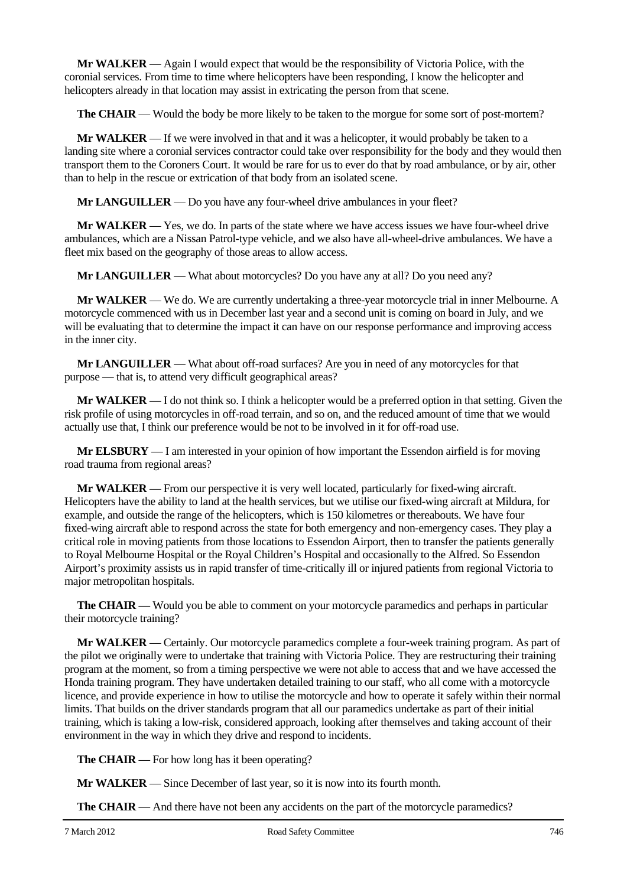**Mr WALKER** — Again I would expect that would be the responsibility of Victoria Police, with the coronial services. From time to time where helicopters have been responding, I know the helicopter and helicopters already in that location may assist in extricating the person from that scene.

**The CHAIR** — Would the body be more likely to be taken to the morgue for some sort of post-mortem?

**Mr WALKER** — If we were involved in that and it was a helicopter, it would probably be taken to a landing site where a coronial services contractor could take over responsibility for the body and they would then transport them to the Coroners Court. It would be rare for us to ever do that by road ambulance, or by air, other than to help in the rescue or extrication of that body from an isolated scene.

**Mr LANGUILLER** — Do you have any four-wheel drive ambulances in your fleet?

**Mr WALKER** — Yes, we do. In parts of the state where we have access issues we have four-wheel drive ambulances, which are a Nissan Patrol-type vehicle, and we also have all-wheel-drive ambulances. We have a fleet mix based on the geography of those areas to allow access.

**Mr LANGUILLER** — What about motorcycles? Do you have any at all? Do you need any?

**Mr WALKER** — We do. We are currently undertaking a three-year motorcycle trial in inner Melbourne. A motorcycle commenced with us in December last year and a second unit is coming on board in July, and we will be evaluating that to determine the impact it can have on our response performance and improving access in the inner city.

**Mr LANGUILLER** — What about off-road surfaces? Are you in need of any motorcycles for that purpose — that is, to attend very difficult geographical areas?

**Mr WALKER** — I do not think so. I think a helicopter would be a preferred option in that setting. Given the risk profile of using motorcycles in off-road terrain, and so on, and the reduced amount of time that we would actually use that, I think our preference would be not to be involved in it for off-road use.

**Mr ELSBURY** — I am interested in your opinion of how important the Essendon airfield is for moving road trauma from regional areas?

**Mr WALKER** — From our perspective it is very well located, particularly for fixed-wing aircraft. Helicopters have the ability to land at the health services, but we utilise our fixed-wing aircraft at Mildura, for example, and outside the range of the helicopters, which is 150 kilometres or thereabouts. We have four fixed-wing aircraft able to respond across the state for both emergency and non-emergency cases. They play a critical role in moving patients from those locations to Essendon Airport, then to transfer the patients generally to Royal Melbourne Hospital or the Royal Children's Hospital and occasionally to the Alfred. So Essendon Airport's proximity assists us in rapid transfer of time-critically ill or injured patients from regional Victoria to major metropolitan hospitals.

**The CHAIR** — Would you be able to comment on your motorcycle paramedics and perhaps in particular their motorcycle training?

**Mr WALKER** — Certainly. Our motorcycle paramedics complete a four-week training program. As part of the pilot we originally were to undertake that training with Victoria Police. They are restructuring their training program at the moment, so from a timing perspective we were not able to access that and we have accessed the Honda training program. They have undertaken detailed training to our staff, who all come with a motorcycle licence, and provide experience in how to utilise the motorcycle and how to operate it safely within their normal limits. That builds on the driver standards program that all our paramedics undertake as part of their initial training, which is taking a low-risk, considered approach, looking after themselves and taking account of their environment in the way in which they drive and respond to incidents.

**The CHAIR** — For how long has it been operating?

**Mr WALKER** — Since December of last year, so it is now into its fourth month.

**The CHAIR** — And there have not been any accidents on the part of the motorcycle paramedics?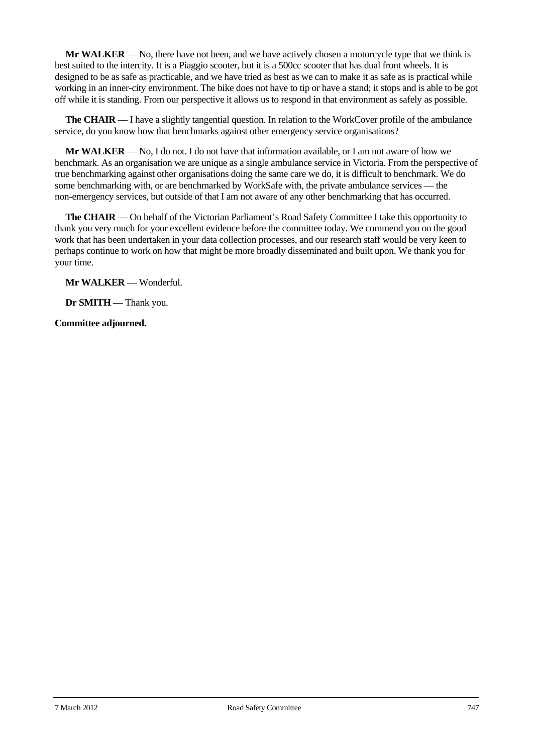**Mr WALKER** — No, there have not been, and we have actively chosen a motorcycle type that we think is best suited to the intercity. It is a Piaggio scooter, but it is a 500cc scooter that has dual front wheels. It is designed to be as safe as practicable, and we have tried as best as we can to make it as safe as is practical while working in an inner-city environment. The bike does not have to tip or have a stand; it stops and is able to be got off while it is standing. From our perspective it allows us to respond in that environment as safely as possible.

**The CHAIR** — I have a slightly tangential question. In relation to the WorkCover profile of the ambulance service, do you know how that benchmarks against other emergency service organisations?

**Mr WALKER** — No, I do not. I do not have that information available, or I am not aware of how we benchmark. As an organisation we are unique as a single ambulance service in Victoria. From the perspective of true benchmarking against other organisations doing the same care we do, it is difficult to benchmark. We do some benchmarking with, or are benchmarked by WorkSafe with, the private ambulance services — the non-emergency services, but outside of that I am not aware of any other benchmarking that has occurred.

**The CHAIR** — On behalf of the Victorian Parliament's Road Safety Committee I take this opportunity to thank you very much for your excellent evidence before the committee today. We commend you on the good work that has been undertaken in your data collection processes, and our research staff would be very keen to perhaps continue to work on how that might be more broadly disseminated and built upon. We thank you for your time.

**Mr WALKER** — Wonderful.

**Dr SMITH** — Thank you.

**Committee adjourned.**